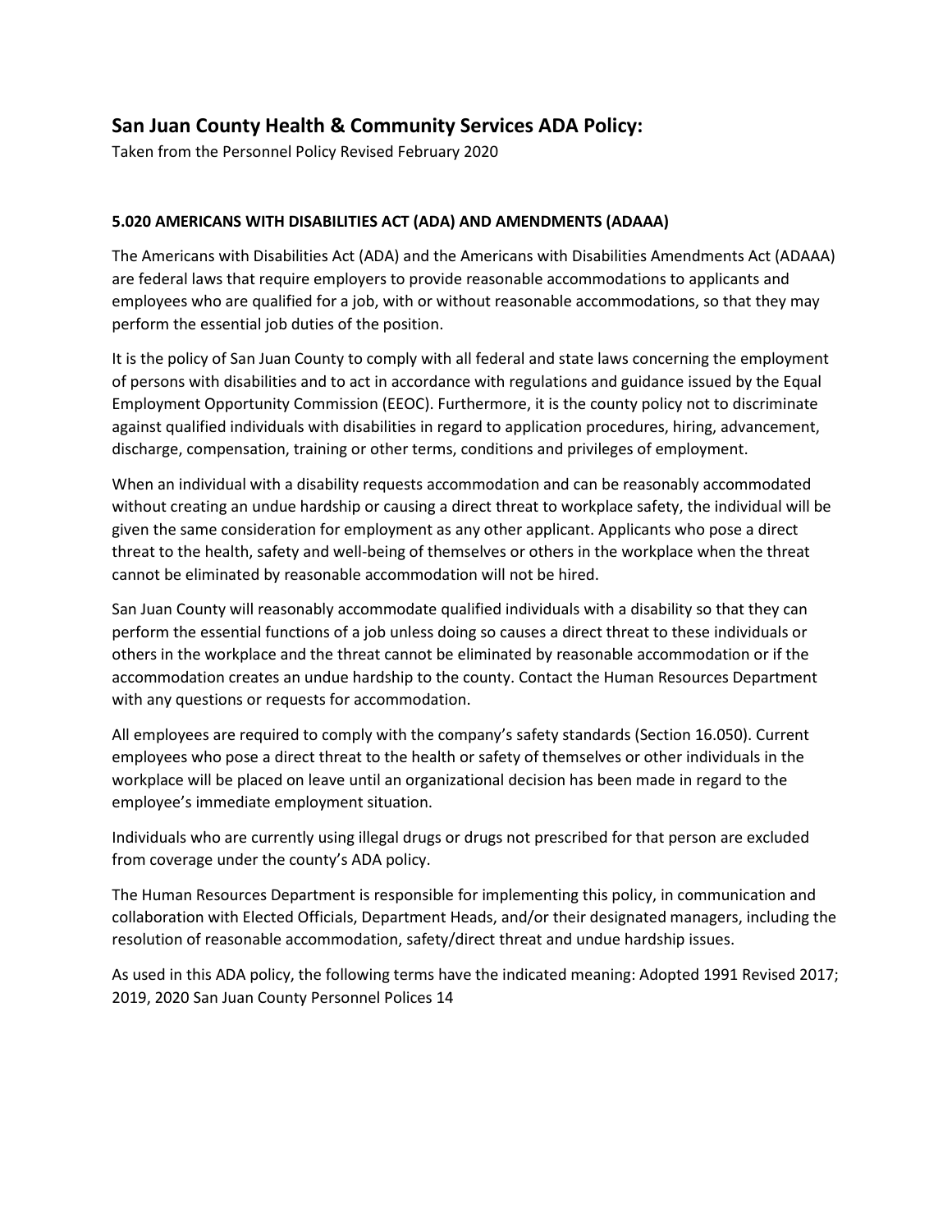## San Juan County Health & Community Services ADA Policy:

Taken from the Personnel Policy Revised February 2020

### 5.020 AMERICANS WITH DISABILITIES ACT (ADA) AND AMENDMENTS (ADAAA)

The Americans with Disabilities Act (ADA) and the Americans with Disabilities Amendments Act (ADAAA) are federal laws that require employers to provide reasonable accommodations to applicants and employees who are qualified for a job, with or without reasonable accommodations, so that they may perform the essential job duties of the position.

It is the policy of San Juan County to comply with all federal and state laws concerning the employment of persons with disabilities and to act in accordance with regulations and guidance issued by the Equal Employment Opportunity Commission (EEOC). Furthermore, it is the county policy not to discriminate against qualified individuals with disabilities in regard to application procedures, hiring, advancement, discharge, compensation, training or other terms, conditions and privileges of employment.

When an individual with a disability requests accommodation and can be reasonably accommodated without creating an undue hardship or causing a direct threat to workplace safety, the individual will be given the same consideration for employment as any other applicant. Applicants who pose a direct threat to the health, safety and well-being of themselves or others in the workplace when the threat cannot be eliminated by reasonable accommodation will not be hired.

San Juan County will reasonably accommodate qualified individuals with a disability so that they can perform the essential functions of a job unless doing so causes a direct threat to these individuals or others in the workplace and the threat cannot be eliminated by reasonable accommodation or if the accommodation creates an undue hardship to the county. Contact the Human Resources Department with any questions or requests for accommodation.

All employees are required to comply with the company's safety standards (Section 16.050). Current employees who pose a direct threat to the health or safety of themselves or other individuals in the workplace will be placed on leave until an organizational decision has been made in regard to the employee's immediate employment situation.

Individuals who are currently using illegal drugs or drugs not prescribed for that person are excluded from coverage under the county's ADA policy.

The Human Resources Department is responsible for implementing this policy, in communication and collaboration with Elected Officials, Department Heads, and/or their designated managers, including the resolution of reasonable accommodation, safety/direct threat and undue hardship issues.

As used in this ADA policy, the following terms have the indicated meaning: Adopted 1991 Revised 2017; 2019, 2020 San Juan County Personnel Polices 14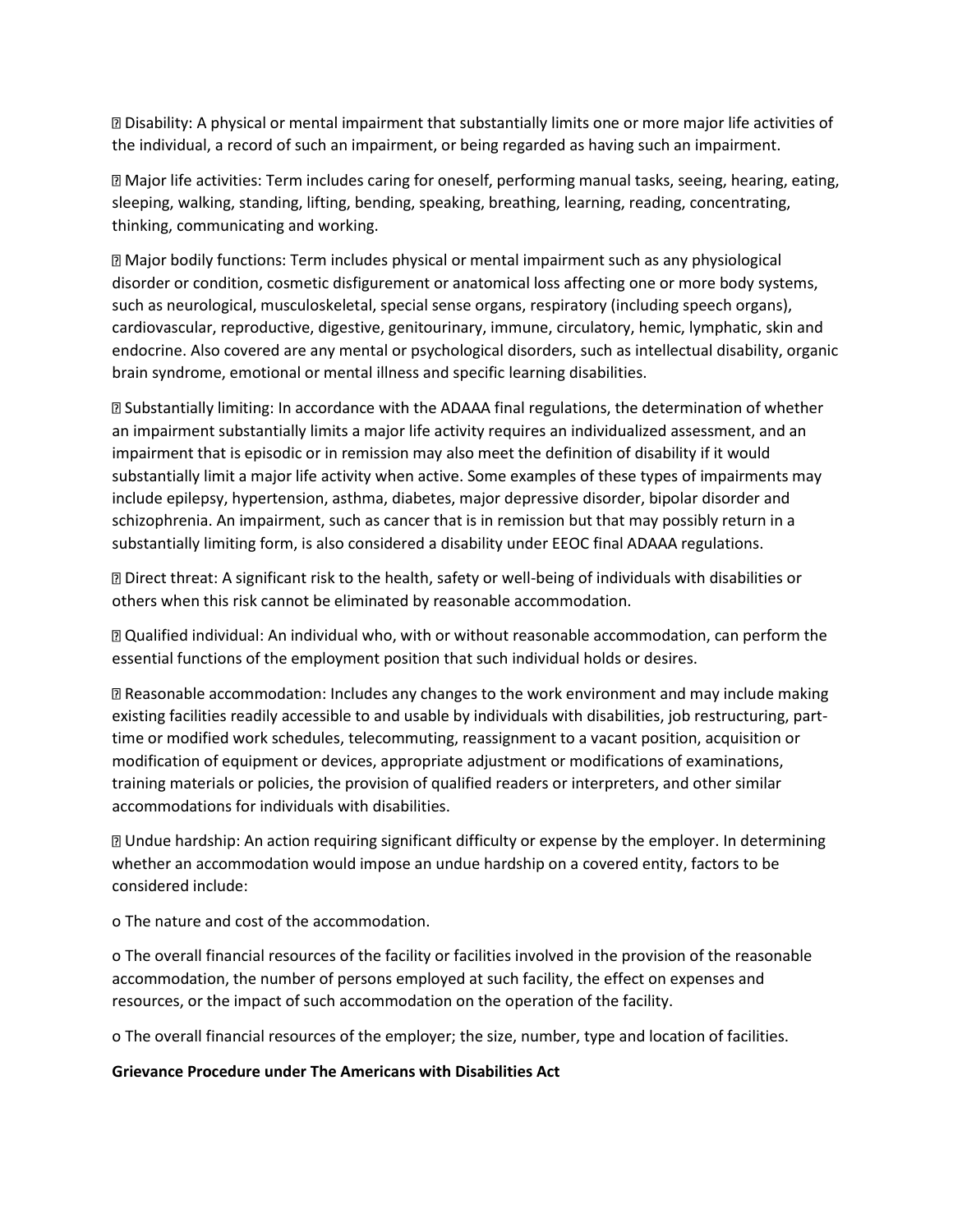- Disability: A physical or mental impairment that substantially limits one or more major life activities of the individual, a record of such an impairment, or being regarded as having such an impairment.

- Major life activities: Term includes caring for oneself, performing manual tasks, seeing, hearing, eating, sleeping, walking, standing, lifting, bending, speaking, breathing, learning, reading, concentrating, thinking, communicating and working.

- Major bodily functions: Term includes physical or mental impairment such as any physiological disorder or condition, cosmetic disfigurement or anatomical loss affecting one or more body systems, such as neurological, musculoskeletal, special sense organs, respiratory (including speech organs), cardiovascular, reproductive, digestive, genitourinary, immune, circulatory, hemic, lymphatic, skin and endocrine. Also covered are any mental or psychological disorders, such as intellectual disability, organic brain syndrome, emotional or mental illness and specific learning disabilities.

- Substantially limiting: In accordance with the ADAAA final regulations, the determination of whether an impairment substantially limits a major life activity requires an individualized assessment, and an impairment that is episodic or in remission may also meet the definition of disability if it would substantially limit a major life activity when active. Some examples of these types of impairments may include epilepsy, hypertension, asthma, diabetes, major depressive disorder, bipolar disorder and schizophrenia. An impairment, such as cancer that is in remission but that may possibly return in a substantially limiting form, is also considered a disability under EEOC final ADAAA regulations.

- Direct threat: A significant risk to the health, safety or well-being of individuals with disabilities or others when this risk cannot be eliminated by reasonable accommodation.

- Qualified individual: An individual who, with or without reasonable accommodation, can perform the essential functions of the employment position that such individual holds or desires.

- Reasonable accommodation: Includes any changes to the work environment and may include making existing facilities readily accessible to and usable by individuals with disabilities, job restructuring, part-time or modified work schedules, telecommuting, reassignment to a vacant position, acquisition or modification of equipment or devices, appropriate adjustment or modifications of examinations, training materials or policies, the provision of qualified readers or interpreters, and other similar accommodations for individuals with disabilities.

- Undue hardship: An action requiring significant difficulty or expense by the employer. In determining whether an accommodation would impose an undue hardship on a covered entity, factors to be considered include:

  - The nature and cost of the accommodation.

  - The overall financial resources of the facility or facilities involved in the provision of the reasonable accommodation, the number of persons employed at such facility, the effect on expenses and resources, or the impact of such accommodation on the operation of the facility.

  - The overall financial resources of the employer; the size, number, type and location of facilities.

**Grievance Procedure under The Americans with Disabilities Act**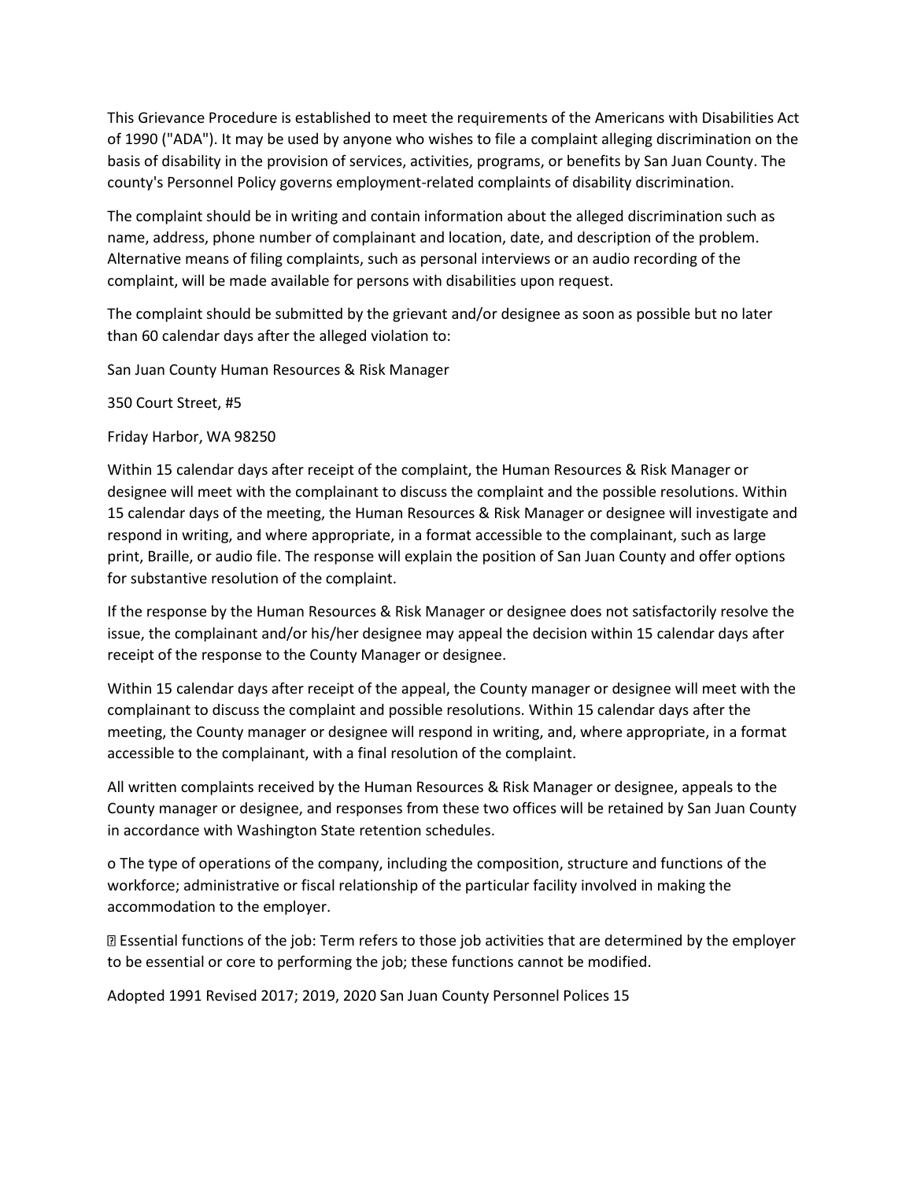This Grievance Procedure is established to meet the requirements of the Americans with Disabilities Act of 1990 ("ADA"). It may be used by anyone who wishes to file a complaint alleging discrimination on the basis of disability in the provision of services, activities, programs, or benefits by San Juan County. The county's Personnel Policy governs employment-related complaints of disability discrimination.

The complaint should be in writing and contain information about the alleged discrimination such as name, address, phone number of complainant and location, date, and description of the problem. Alternative means of filing complaints, such as personal interviews or an audio recording of the complaint, will be made available for persons with disabilities upon request.

The complaint should be submitted by the grievant and/or designee as soon as possible but no later than 60 calendar days after the alleged violation to:

San Juan County Human Resources & Risk Manager

350 Court Street, #5

Friday Harbor, WA 98250

Within 15 calendar days after receipt of the complaint, the Human Resources & Risk Manager or designee will meet with the complainant to discuss the complaint and the possible resolutions. Within 15 calendar days of the meeting, the Human Resources & Risk Manager or designee will investigate and respond in writing, and where appropriate, in a format accessible to the complainant, such as large print, Braille, or audio file. The response will explain the position of San Juan County and offer options for substantive resolution of the complaint.

If the response by the Human Resources & Risk Manager or designee does not satisfactorily resolve the issue, the complainant and/or his/her designee may appeal the decision within 15 calendar days after receipt of the response to the County Manager or designee.

Within 15 calendar days after receipt of the appeal, the County manager or designee will meet with the complainant to discuss the complaint and possible resolutions. Within 15 calendar days after the meeting, the County manager or designee will respond in writing, and, where appropriate, in a format accessible to the complainant, with a final resolution of the complaint.

All written complaints received by the Human Resources & Risk Manager or designee, appeals to the County manager or designee, and responses from these two offices will be retained by San Juan County in accordance with Washington State retention schedules.

o The type of operations of the company, including the composition, structure and functions of the workforce; administrative or fiscal relationship of the particular facility involved in making the accommodation to the employer.

- Essential functions of the job: Term refers to those job activities that are determined by the employer to be essential or core to performing the job; these functions cannot be modified.

Adopted 1991 Revised 2017; 2019, 2020 San Juan County Personnel Polices 15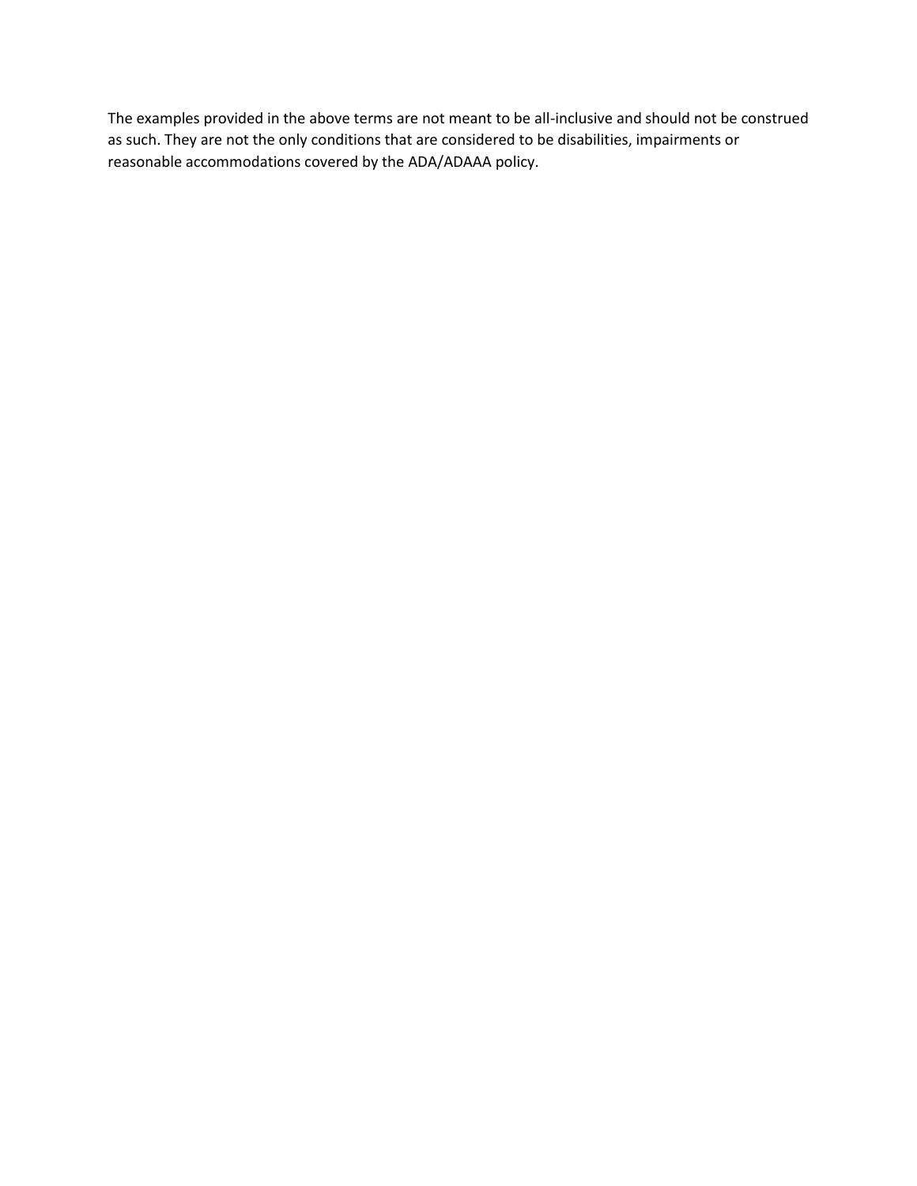The examples provided in the above terms are not meant to be all-inclusive and should not be construed as such. They are not the only conditions that are considered to be disabilities, impairments or reasonable accommodations covered by the ADA/ADAAA policy.